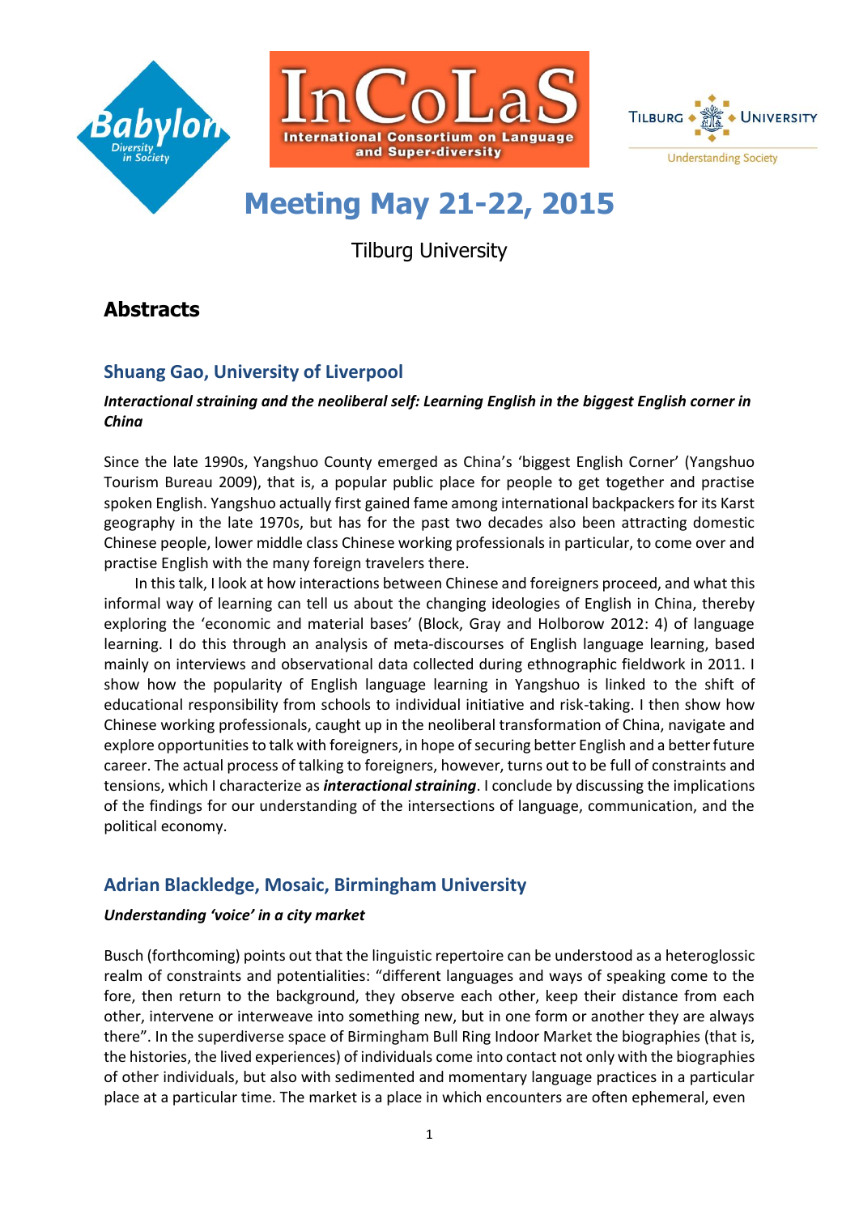# Meeting May 21-22, 2015

Tilburg University

## Abstracts

### Shuang Gao, University of Liverpool

***Interactional straining and the neoliberal self: Learning English in the biggest English corner in China***

Since the late 1990s, Yangshuo County emerged as China's 'biggest English Corner' (Yangshuo Tourism Bureau 2009), that is, a popular public place for people to get together and practise spoken English. Yangshuo actually first gained fame among international backpackers for its Karst geography in the late 1970s, but has for the past two decades also been attracting domestic Chinese people, lower middle class Chinese working professionals in particular, to come over and practise English with the many foreign travelers there.

In this talk, I look at how interactions between Chinese and foreigners proceed, and what this informal way of learning can tell us about the changing ideologies of English in China, thereby exploring the 'economic and material bases' (Block, Gray and Holborow 2012: 4) of language learning. I do this through an analysis of meta-discourses of English language learning, based mainly on interviews and observational data collected during ethnographic fieldwork in 2011. I show how the popularity of English language learning in Yangshuo is linked to the shift of educational responsibility from schools to individual initiative and risk-taking. I then show how Chinese working professionals, caught up in the neoliberal transformation of China, navigate and explore opportunities to talk with foreigners, in hope of securing better English and a better future career. The actual process of talking to foreigners, however, turns out to be full of constraints and tensions, which I characterize as ***interactional straining***. I conclude by discussing the implications of the findings for our understanding of the intersections of language, communication, and the political economy.

### Adrian Blackledge, Mosaic, Birmingham University

***Understanding 'voice' in a city market***

Busch (forthcoming) points out that the linguistic repertoire can be understood as a heteroglossic realm of constraints and potentialities: "different languages and ways of speaking come to the fore, then return to the background, they observe each other, keep their distance from each other, intervene or interweave into something new, but in one form or another they are always there". In the superdiverse space of Birmingham Bull Ring Indoor Market the biographies (that is, the histories, the lived experiences) of individuals come into contact not only with the biographies of other individuals, but also with sedimented and momentary language practices in a particular place at a particular time. The market is a place in which encounters are often ephemeral, even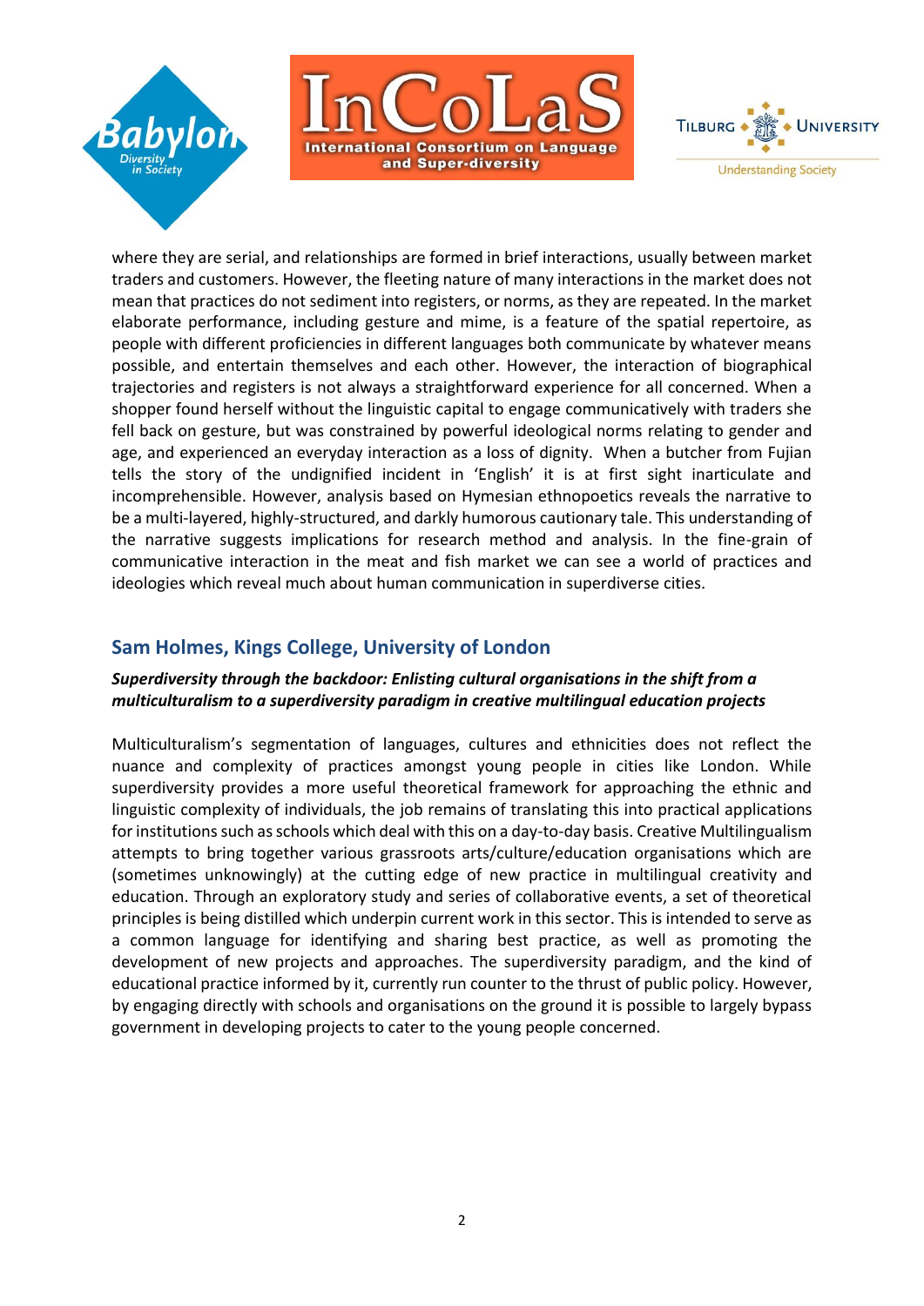where they are serial, and relationships are formed in brief interactions, usually between market traders and customers. However, the fleeting nature of many interactions in the market does not mean that practices do not sediment into registers, or norms, as they are repeated. In the market elaborate performance, including gesture and mime, is a feature of the spatial repertoire, as people with different proficiencies in different languages both communicate by whatever means possible, and entertain themselves and each other. However, the interaction of biographical trajectories and registers is not always a straightforward experience for all concerned. When a shopper found herself without the linguistic capital to engage communicatively with traders she fell back on gesture, but was constrained by powerful ideological norms relating to gender and age, and experienced an everyday interaction as a loss of dignity. When a butcher from Fujian tells the story of the undignified incident in 'English' it is at first sight inarticulate and incomprehensible. However, analysis based on Hymesian ethnopoetics reveals the narrative to be a multi-layered, highly-structured, and darkly humorous cautionary tale. This understanding of the narrative suggests implications for research method and analysis. In the fine-grain of communicative interaction in the meat and fish market we can see a world of practices and ideologies which reveal much about human communication in superdiverse cities.

## Sam Holmes, Kings College, University of London

***Superdiversity through the backdoor: Enlisting cultural organisations in the shift from a multiculturalism to a superdiversity paradigm in creative multilingual education projects***

Multiculturalism's segmentation of languages, cultures and ethnicities does not reflect the nuance and complexity of practices amongst young people in cities like London. While superdiversity provides a more useful theoretical framework for approaching the ethnic and linguistic complexity of individuals, the job remains of translating this into practical applications for institutions such as schools which deal with this on a day-to-day basis. Creative Multilingualism attempts to bring together various grassroots arts/culture/education organisations which are (sometimes unknowingly) at the cutting edge of new practice in multilingual creativity and education. Through an exploratory study and series of collaborative events, a set of theoretical principles is being distilled which underpin current work in this sector. This is intended to serve as a common language for identifying and sharing best practice, as well as promoting the development of new projects and approaches. The superdiversity paradigm, and the kind of educational practice informed by it, currently run counter to the thrust of public policy. However, by engaging directly with schools and organisations on the ground it is possible to largely bypass government in developing projects to cater to the young people concerned.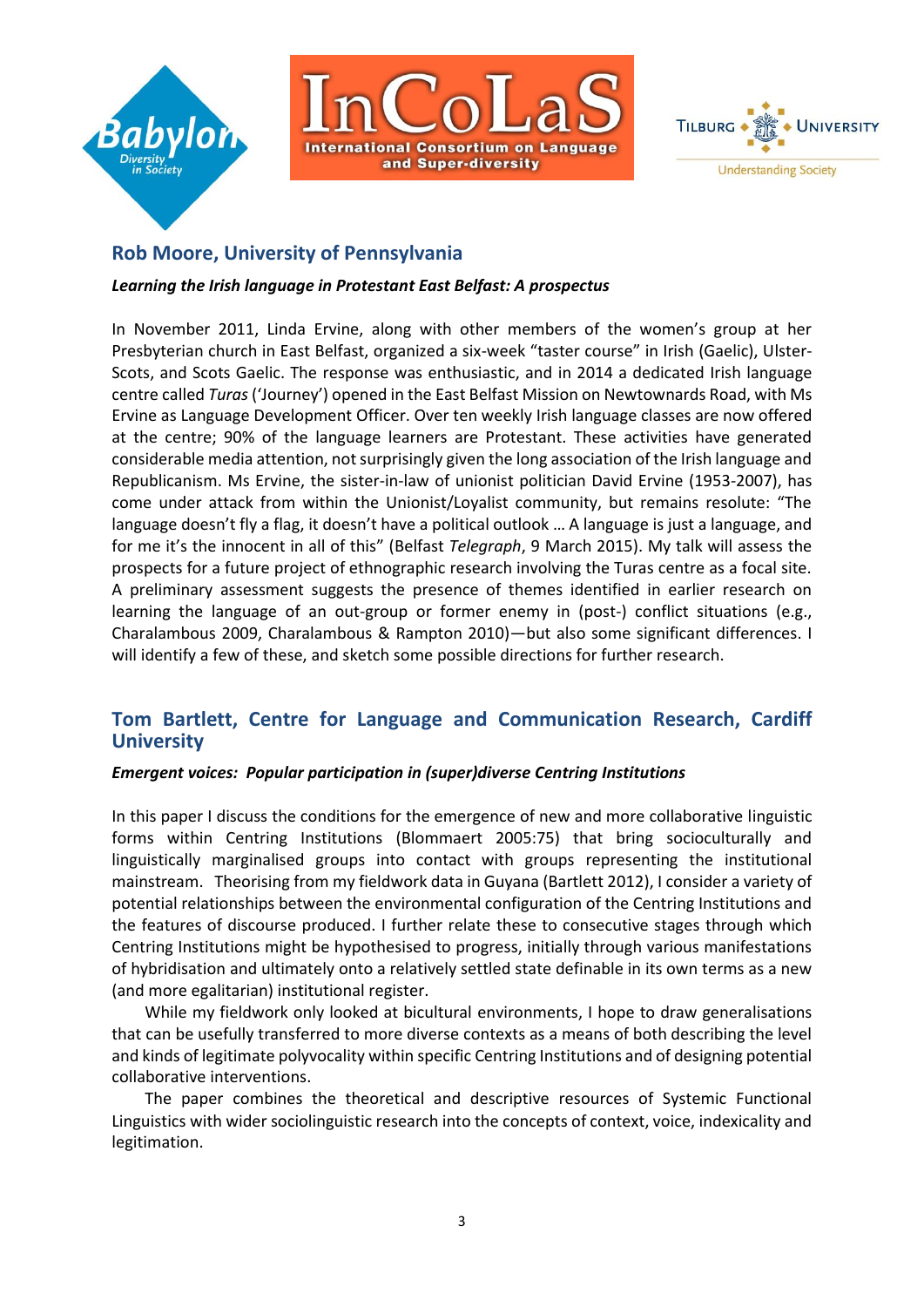## Rob Moore, University of Pennsylvania

***Learning the Irish language in Protestant East Belfast: A prospectus***

In November 2011, Linda Ervine, along with other members of the women's group at her Presbyterian church in East Belfast, organized a six-week "taster course" in Irish (Gaelic), Ulster-Scots, and Scots Gaelic. The response was enthusiastic, and in 2014 a dedicated Irish language centre called *Turas* ('Journey') opened in the East Belfast Mission on Newtownards Road, with Ms Ervine as Language Development Officer. Over ten weekly Irish language classes are now offered at the centre; 90% of the language learners are Protestant. These activities have generated considerable media attention, not surprisingly given the long association of the Irish language and Republicanism. Ms Ervine, the sister-in-law of unionist politician David Ervine (1953-2007), has come under attack from within the Unionist/Loyalist community, but remains resolute: "The language doesn't fly a flag, it doesn't have a political outlook … A language is just a language, and for me it's the innocent in all of this" (Belfast *Telegraph*, 9 March 2015). My talk will assess the prospects for a future project of ethnographic research involving the Turas centre as a focal site. A preliminary assessment suggests the presence of themes identified in earlier research on learning the language of an out-group or former enemy in (post-) conflict situations (e.g., Charalambous 2009, Charalambous & Rampton 2010)—but also some significant differences. I will identify a few of these, and sketch some possible directions for further research.

## Tom Bartlett, Centre for Language and Communication Research, Cardiff University

***Emergent voices: Popular participation in (super)diverse Centring Institutions***

In this paper I discuss the conditions for the emergence of new and more collaborative linguistic forms within Centring Institutions (Blommaert 2005:75) that bring socioculturally and linguistically marginalised groups into contact with groups representing the institutional mainstream. Theorising from my fieldwork data in Guyana (Bartlett 2012), I consider a variety of potential relationships between the environmental configuration of the Centring Institutions and the features of discourse produced. I further relate these to consecutive stages through which Centring Institutions might be hypothesised to progress, initially through various manifestations of hybridisation and ultimately onto a relatively settled state definable in its own terms as a new (and more egalitarian) institutional register.

While my fieldwork only looked at bicultural environments, I hope to draw generalisations that can be usefully transferred to more diverse contexts as a means of both describing the level and kinds of legitimate polyvocality within specific Centring Institutions and of designing potential collaborative interventions.

The paper combines the theoretical and descriptive resources of Systemic Functional Linguistics with wider sociolinguistic research into the concepts of context, voice, indexicality and legitimation.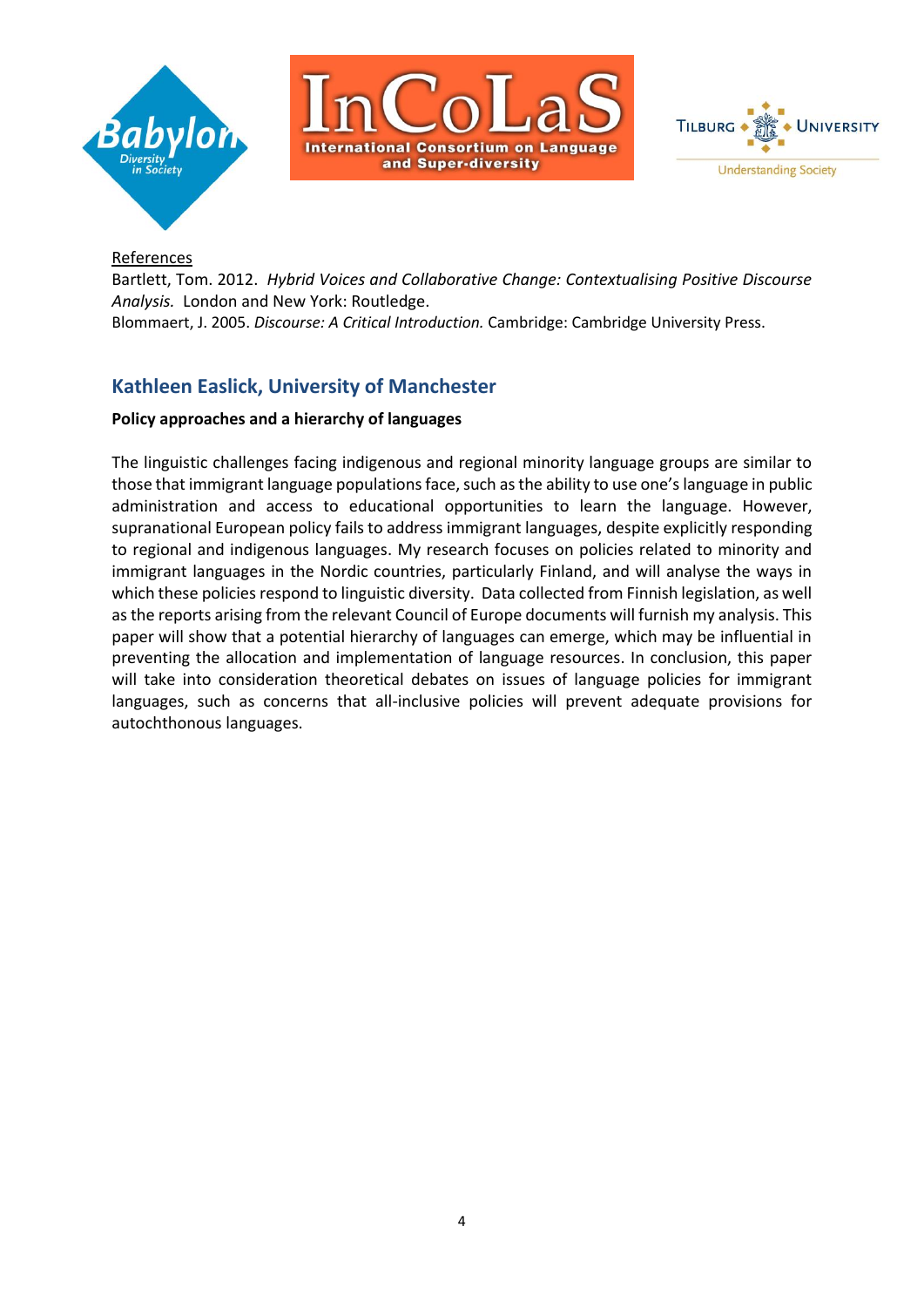References

Bartlett, Tom. 2012. *Hybrid Voices and Collaborative Change: Contextualising Positive Discourse Analysis.* London and New York: Routledge.

Blommaert, J. 2005. *Discourse: A Critical Introduction.* Cambridge: Cambridge University Press.

## Kathleen Easlick, University of Manchester

**Policy approaches and a hierarchy of languages**

The linguistic challenges facing indigenous and regional minority language groups are similar to those that immigrant language populations face, such as the ability to use one's language in public administration and access to educational opportunities to learn the language. However, supranational European policy fails to address immigrant languages, despite explicitly responding to regional and indigenous languages. My research focuses on policies related to minority and immigrant languages in the Nordic countries, particularly Finland, and will analyse the ways in which these policies respond to linguistic diversity. Data collected from Finnish legislation, as well as the reports arising from the relevant Council of Europe documents will furnish my analysis. This paper will show that a potential hierarchy of languages can emerge, which may be influential in preventing the allocation and implementation of language resources. In conclusion, this paper will take into consideration theoretical debates on issues of language policies for immigrant languages, such as concerns that all-inclusive policies will prevent adequate provisions for autochthonous languages.